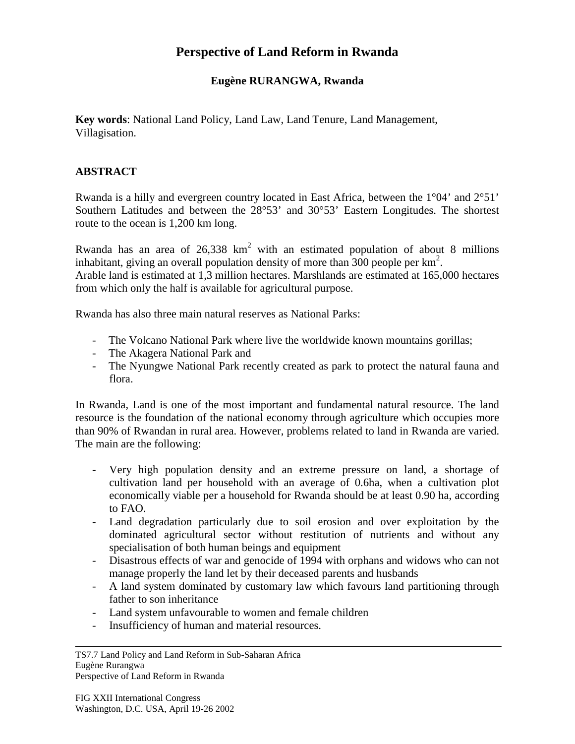# Perspective of Land Reform in Rwanda

**Eugène RURANGWA, Rwanda**

**Key words**: National Land Policy, Land Law, Land Tenure, Land Management, Villagisation.

## ABSTRACT

Rwanda is a hilly and evergreen country located in East Africa, between the 1°04' and 2°51' Southern Latitudes and between the 28°53' and 30°53' Eastern Longitudes. The shortest route to the ocean is 1,200 km long.

Rwanda has an area of 26,338 $km^2$ with an estimated population of about 8 millions inhabitant, giving an overall population density of more than 300 people per $km^2$.
Arable land is estimated at 1,3 million hectares. Marshlands are estimated at 165,000 hectares from which only the half is available for agricultural purpose.

Rwanda has also three main natural reserves as National Parks:

- The Volcano National Park where live the worldwide known mountains gorillas;
- The Akagera National Park and
- The Nyungwe National Park recently created as park to protect the natural fauna and flora.

In Rwanda, Land is one of the most important and fundamental natural resource. The land resource is the foundation of the national economy through agriculture which occupies more than 90% of Rwandan in rural area. However, problems related to land in Rwanda are varied. The main are the following:

- Very high population density and an extreme pressure on land, a shortage of cultivation land per household with an average of 0.6ha, when a cultivation plot economically viable per a household for Rwanda should be at least 0.90 ha, according to FAO.
- Land degradation particularly due to soil erosion and over exploitation by the dominated agricultural sector without restitution of nutrients and without any specialisation of both human beings and equipment
- Disastrous effects of war and genocide of 1994 with orphans and widows who can not manage properly the land let by their deceased parents and husbands
- A land system dominated by customary law which favours land partitioning through father to son inheritance
- Land system unfavourable to women and female children
- Insufficiency of human and material resources.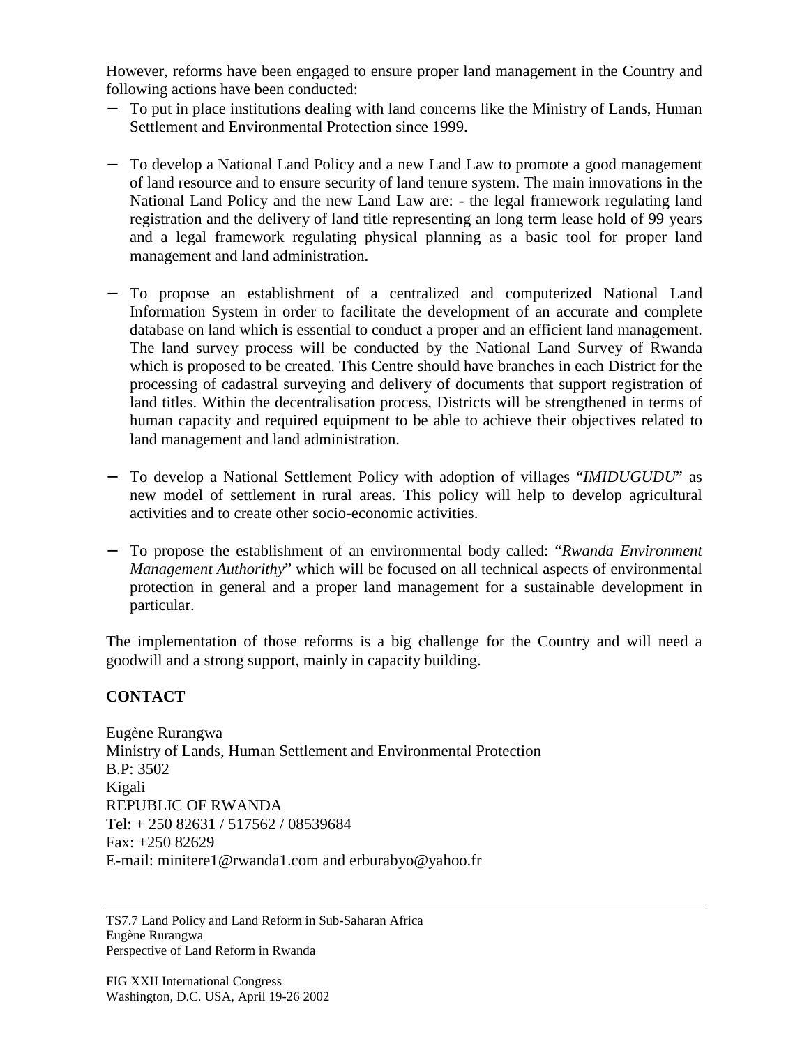However, reforms have been engaged to ensure proper land management in the Country and following actions have been conducted:

- To put in place institutions dealing with land concerns like the Ministry of Lands, Human Settlement and Environmental Protection since 1999.

- To develop a National Land Policy and a new Land Law to promote a good management of land resource and to ensure security of land tenure system. The main innovations in the National Land Policy and the new Land Law are: - the legal framework regulating land registration and the delivery of land title representing an long term lease hold of 99 years and a legal framework regulating physical planning as a basic tool for proper land management and land administration.

- To propose an establishment of a centralized and computerized National Land Information System in order to facilitate the development of an accurate and complete database on land which is essential to conduct a proper and an efficient land management. The land survey process will be conducted by the National Land Survey of Rwanda which is proposed to be created. This Centre should have branches in each District for the processing of cadastral surveying and delivery of documents that support registration of land titles. Within the decentralisation process, Districts will be strengthened in terms of human capacity and required equipment to be able to achieve their objectives related to land management and land administration.

- To develop a National Settlement Policy with adoption of villages "*IMIDUGUDU*" as new model of settlement in rural areas. This policy will help to develop agricultural activities and to create other socio-economic activities.

- To propose the establishment of an environmental body called: "*Rwanda Environment Management Authorithy*" which will be focused on all technical aspects of environmental protection in general and a proper land management for a sustainable development in particular.

The implementation of those reforms is a big challenge for the Country and will need a goodwill and a strong support, mainly in capacity building.

## CONTACT

Eugène Rurangwa
Ministry of Lands, Human Settlement and Environmental Protection
B.P: 3502
Kigali
REPUBLIC OF RWANDA
Tel: + 250 82631 / 517562 / 08539684
Fax: +250 82629
E-mail: minitere1@rwanda1.com and erburabyo@yahoo.fr